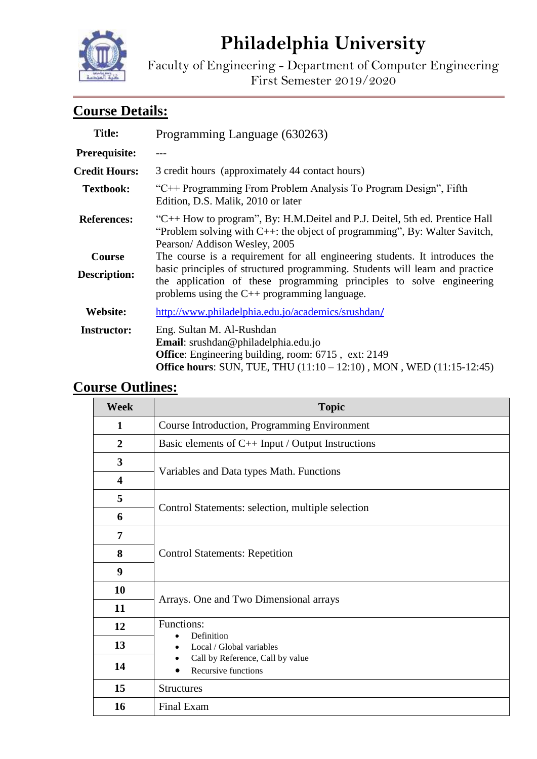# Philadelphia University

Faculty of Engineering - Department of Computer Engineering
First Semester 2019/2020

## Course Details:

| | |
|---|---|
| **Title:** | Programming Language (630263) |
| **Prerequisite:** | --- |
| **Credit Hours:** | 3 credit hours (approximately 44 contact hours) |
| **Textbook:** | "C++ Programming From Problem Analysis To Program Design", Fifth Edition, D.S. Malik, 2010 or later |
| **References:** | "C++ How to program", By: H.M.Deitel and P.J. Deitel, 5th ed. Prentice Hall "Problem solving with C++: the object of programming", By: Walter Savitch, Pearson/ Addison Wesley, 2005 |
| **Course Description:** | The course is a requirement for all engineering students. It introduces the basic principles of structured programming. Students will learn and practice the application of these programming principles to solve engineering problems using the C++ programming language. |
| **Website:** | http://www.philadelphia.edu.jo/academics/srushdan/ |
| **Instructor:** | Eng. Sultan M. Al-Rushdan<br>**Email**: srushdan@philadelphia.edu.jo<br>**Office**: Engineering building, room: 6715 , ext: 2149<br>**Office hours**: SUN, TUE, THU (11:10 – 12:10) , MON , WED (11:15-12:45) |

## Course Outlines:

| Week | Topic |
|---|---|
| 1 | Course Introduction, Programming Environment |
| 2 | Basic elements of C++ Input / Output Instructions |
| 3 | Variables and Data types Math. Functions |
| 4 | |
| 5 | Control Statements: selection, multiple selection |
| 6 | |
| 7 | Control Statements: Repetition |
| 8 | |
| 9 | |
| 10 | Arrays. One and Two Dimensional arrays |
| 11 | |
| 12 | Functions:<br>• Definition<br>• Local / Global variables<br>• Call by Reference, Call by value<br>• Recursive functions |
| 13 | |
| 14 | |
| 15 | Structures |
| 16 | Final Exam |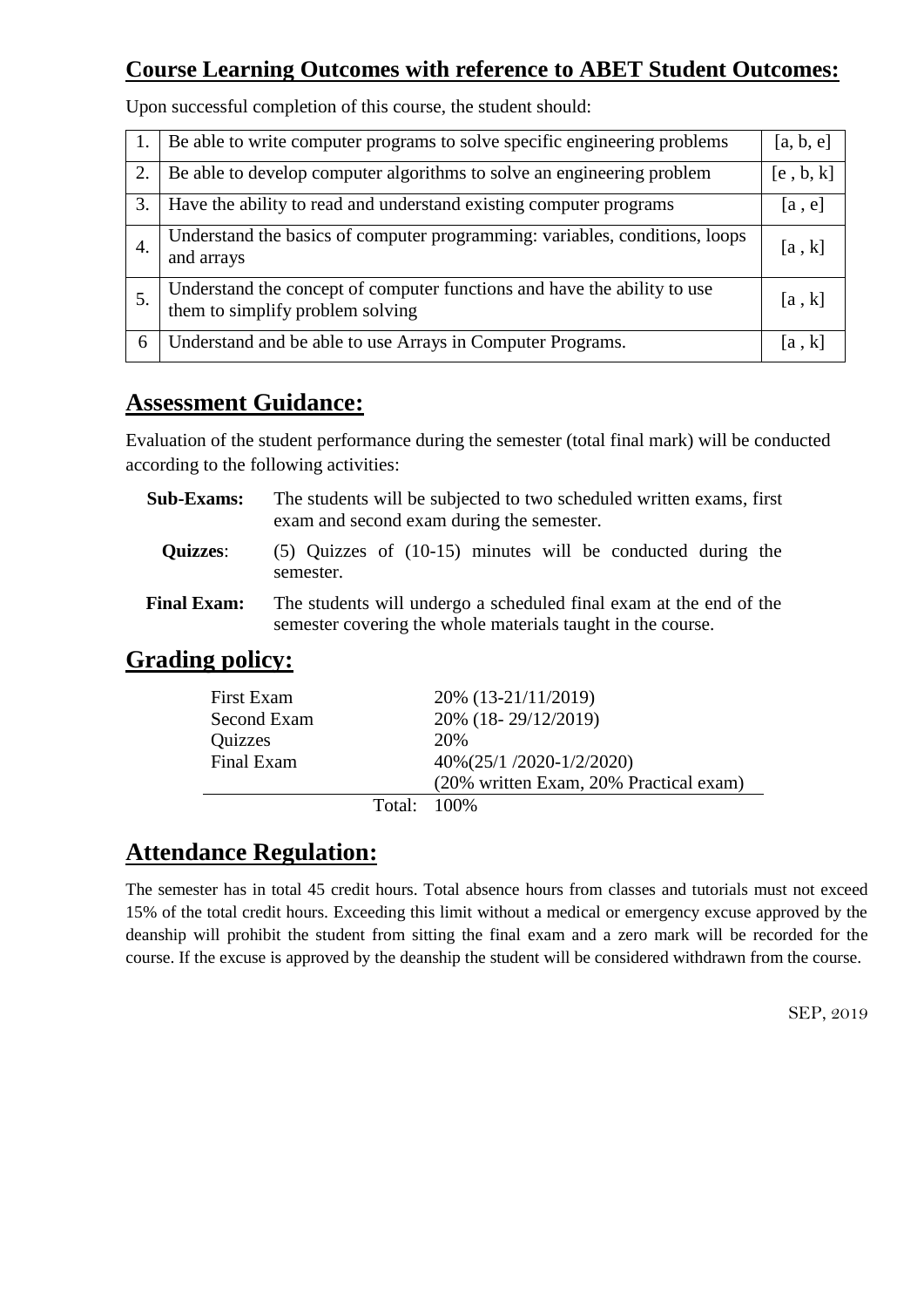## Course Learning Outcomes with reference to ABET Student Outcomes:

Upon successful completion of this course, the student should:

| | | |
|---|---|---|
| 1. | Be able to write computer programs to solve specific engineering problems | [a, b, e] |
| 2. | Be able to develop computer algorithms to solve an engineering problem | [e , b, k] |
| 3. | Have the ability to read and understand existing computer programs | [a , e] |
| 4. | Understand the basics of computer programming: variables, conditions, loops and arrays | [a , k] |
| 5. | Understand the concept of computer functions and have the ability to use them to simplify problem solving | [a , k] |
| 6 | Understand and be able to use Arrays in Computer Programs. | [a , k] |

## Assessment Guidance:

Evaluation of the student performance during the semester (total final mark) will be conducted according to the following activities:

**Sub-Exams:** The students will be subjected to two scheduled written exams, first exam and second exam during the semester.

**Quizzes**: (5) Quizzes of (10-15) minutes will be conducted during the semester.

**Final Exam:** The students will undergo a scheduled final exam at the end of the semester covering the whole materials taught in the course.

## Grading policy:

| | |
|---|---|
| First Exam | 20% (13-21/11/2019) |
| Second Exam | 20% (18- 29/12/2019) |
| Quizzes | 20% |
| Final Exam | 40%(25/1 /2020-1/2/2020) (20% written Exam, 20% Practical exam) |
| Total: | 100% |

## Attendance Regulation:

The semester has in total 45 credit hours. Total absence hours from classes and tutorials must not exceed 15% of the total credit hours. Exceeding this limit without a medical or emergency excuse approved by the deanship will prohibit the student from sitting the final exam and a zero mark will be recorded for the course. If the excuse is approved by the deanship the student will be considered withdrawn from the course.

SEP, 2019